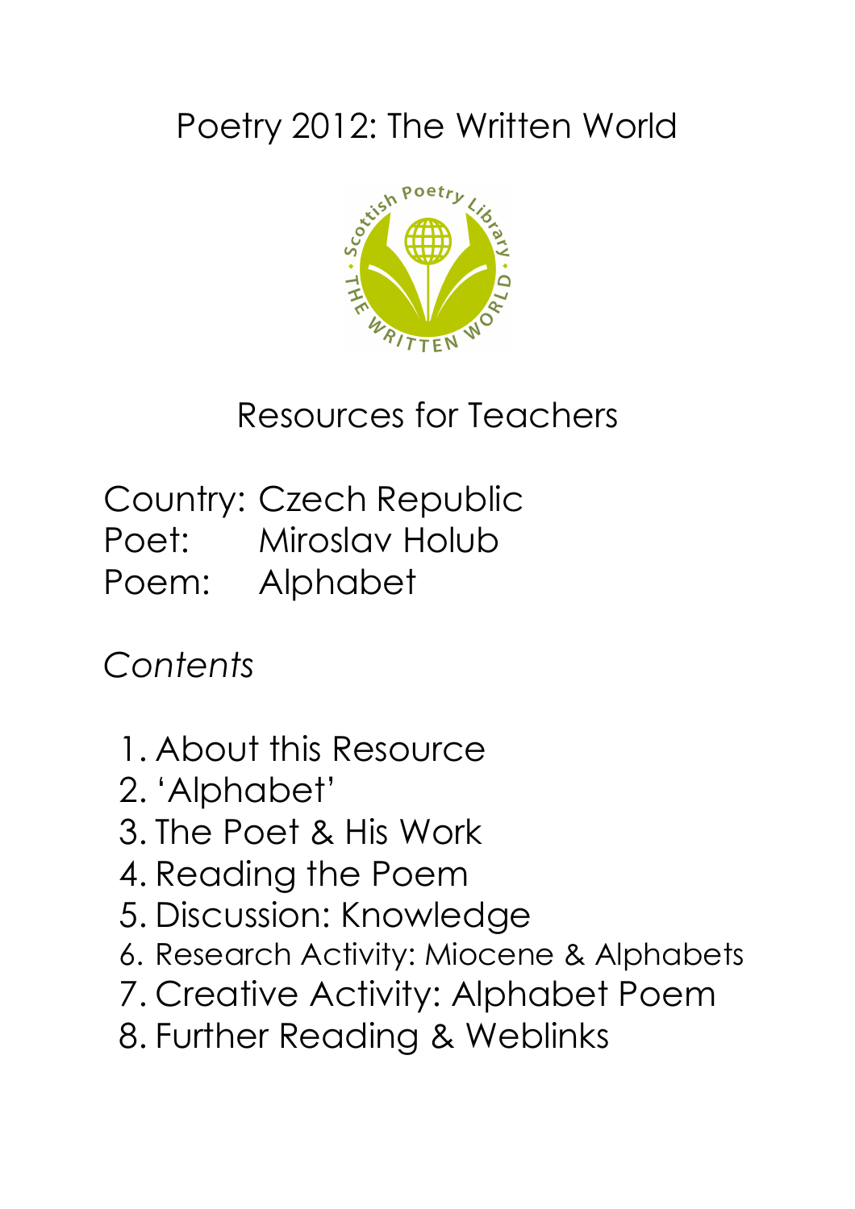# Poetry 2012: The Written World

## Resources for Teachers

Country: Czech Republic
Poet: Miroslav Holub
Poem: Alphabet

*Contents*

1. About this Resource
2. 'Alphabet'
3. The Poet & His Work
4. Reading the Poem
5. Discussion: Knowledge
6. Research Activity: Miocene & Alphabets
7. Creative Activity: Alphabet Poem
8. Further Reading & Weblinks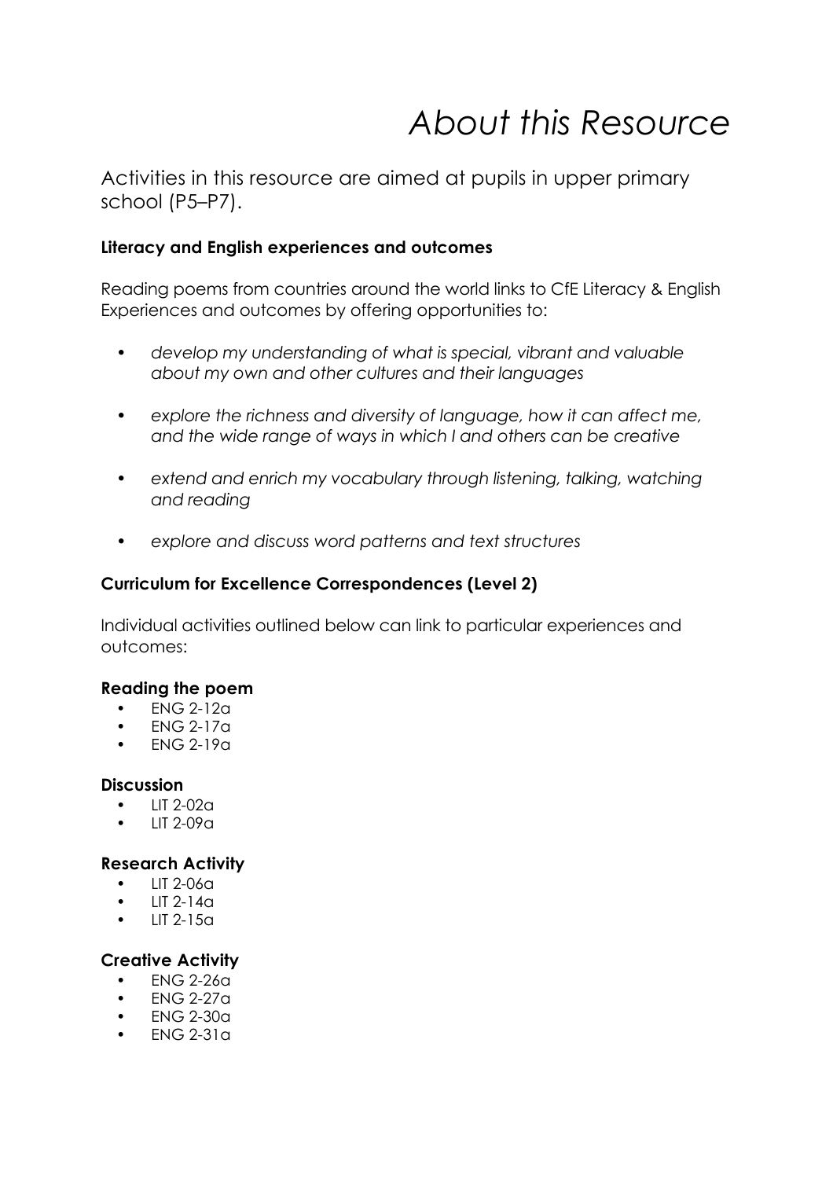# *About this Resource*

Activities in this resource are aimed at pupils in upper primary school (P5–P7).

**Literacy and English experiences and outcomes**

Reading poems from countries around the world links to CfE Literacy & English Experiences and outcomes by offering opportunities to:

- *develop my understanding of what is special, vibrant and valuable about my own and other cultures and their languages*
- *explore the richness and diversity of language, how it can affect me, and the wide range of ways in which I and others can be creative*
- *extend and enrich my vocabulary through listening, talking, watching and reading*
- *explore and discuss word patterns and text structures*

**Curriculum for Excellence Correspondences (Level 2)**

Individual activities outlined below can link to particular experiences and outcomes:

**Reading the poem**

- ENG 2-12a
- ENG 2-17a
- ENG 2-19a

**Discussion**

- LIT 2-02a
- LIT 2-09a

**Research Activity**

- LIT 2-06a
- LIT 2-14a
- LIT 2-15a

**Creative Activity**

- ENG 2-26a
- ENG 2-27a
- ENG 2-30a
- ENG 2-31a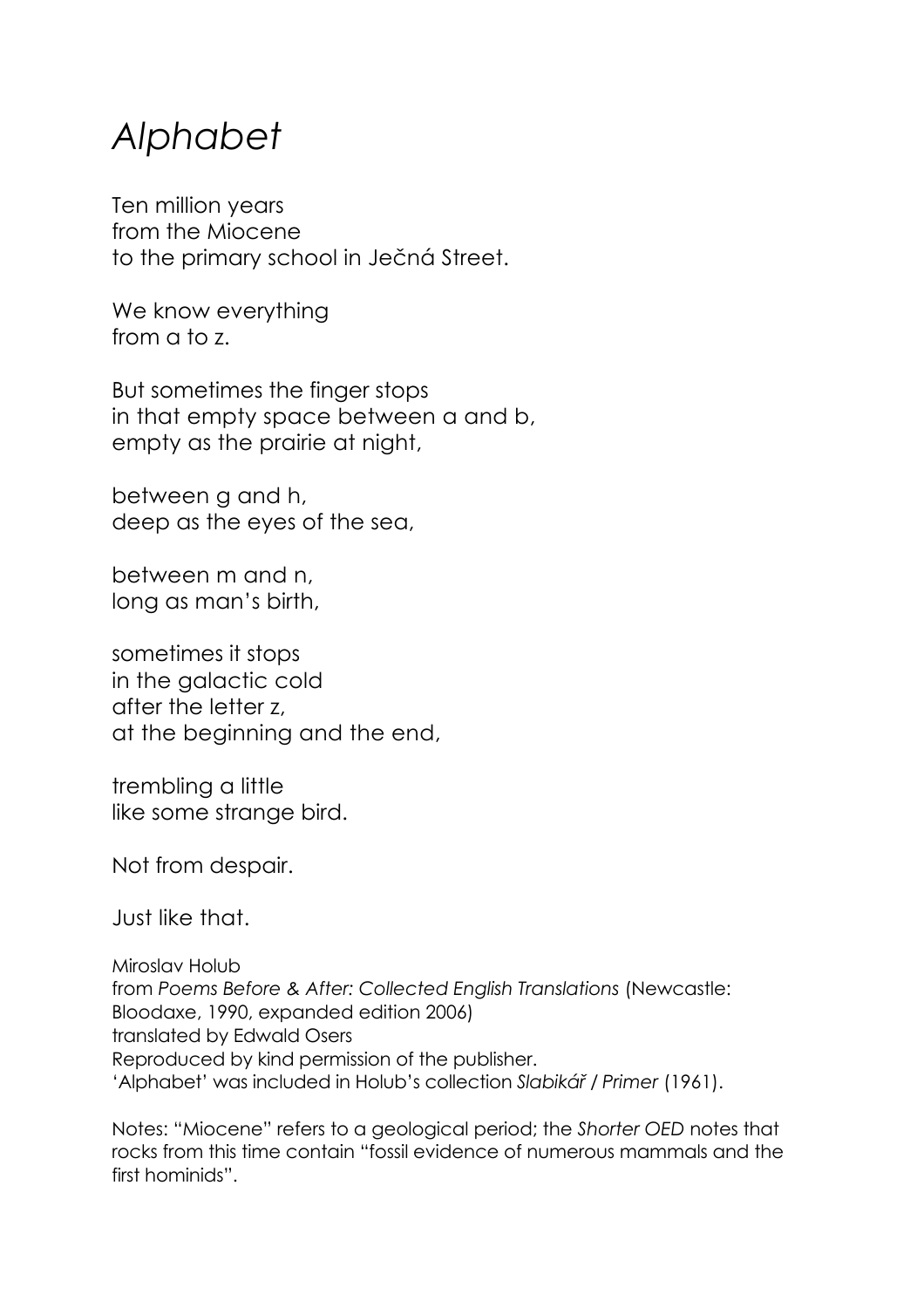# *Alphabet*

Ten million years  
from the Miocene  
to the primary school in Ječná Street.

We know everything  
from a to z.

But sometimes the finger stops  
in that empty space between a and b,  
empty as the prairie at night,

between g and h,  
deep as the eyes of the sea,

between m and n,  
long as man's birth,

sometimes it stops  
in the galactic cold  
after the letter z,  
at the beginning and the end,

trembling a little  
like some strange bird.

Not from despair.

Just like that.

Miroslav Holub  
from *Poems Before & After: Collected English Translations* (Newcastle: Bloodaxe, 1990, expanded edition 2006)  
translated by Edwald Osers  
Reproduced by kind permission of the publisher.  
'Alphabet' was included in Holub's collection *Slabikář* / *Primer* (1961).

Notes: "Miocene" refers to a geological period; the *Shorter OED* notes that rocks from this time contain "fossil evidence of numerous mammals and the first hominids".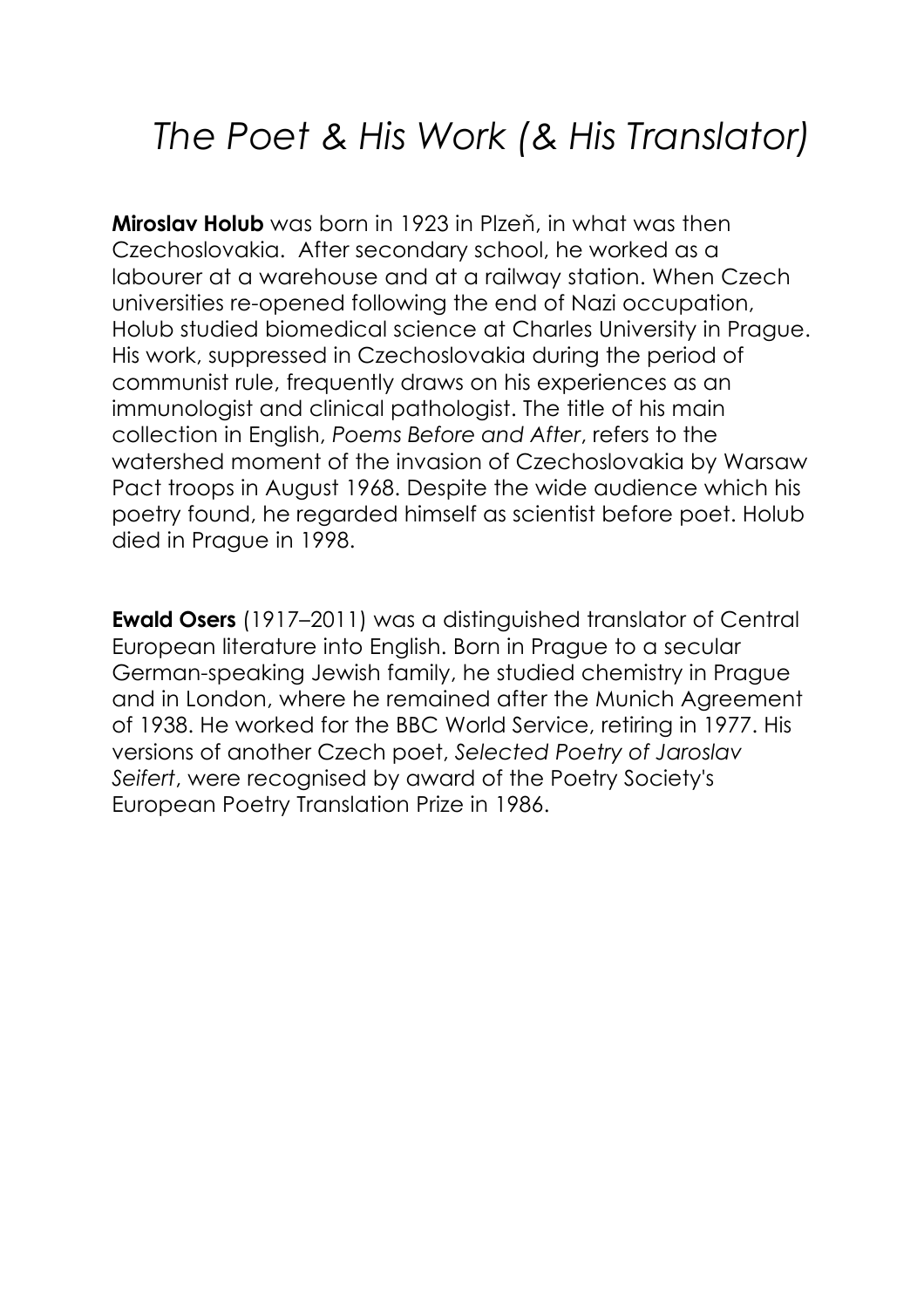# *The Poet & His Work (& His Translator)*

**Miroslav Holub** was born in 1923 in Plzeň, in what was then Czechoslovakia. After secondary school, he worked as a labourer at a warehouse and at a railway station. When Czech universities re-opened following the end of Nazi occupation, Holub studied biomedical science at Charles University in Prague. His work, suppressed in Czechoslovakia during the period of communist rule, frequently draws on his experiences as an immunologist and clinical pathologist. The title of his main collection in English, *Poems Before and After*, refers to the watershed moment of the invasion of Czechoslovakia by Warsaw Pact troops in August 1968. Despite the wide audience which his poetry found, he regarded himself as scientist before poet. Holub died in Prague in 1998.

**Ewald Osers** (1917–2011) was a distinguished translator of Central European literature into English. Born in Prague to a secular German-speaking Jewish family, he studied chemistry in Prague and in London, where he remained after the Munich Agreement of 1938. He worked for the BBC World Service, retiring in 1977. His versions of another Czech poet, *Selected Poetry of Jaroslav Seifert*, were recognised by award of the Poetry Society's European Poetry Translation Prize in 1986.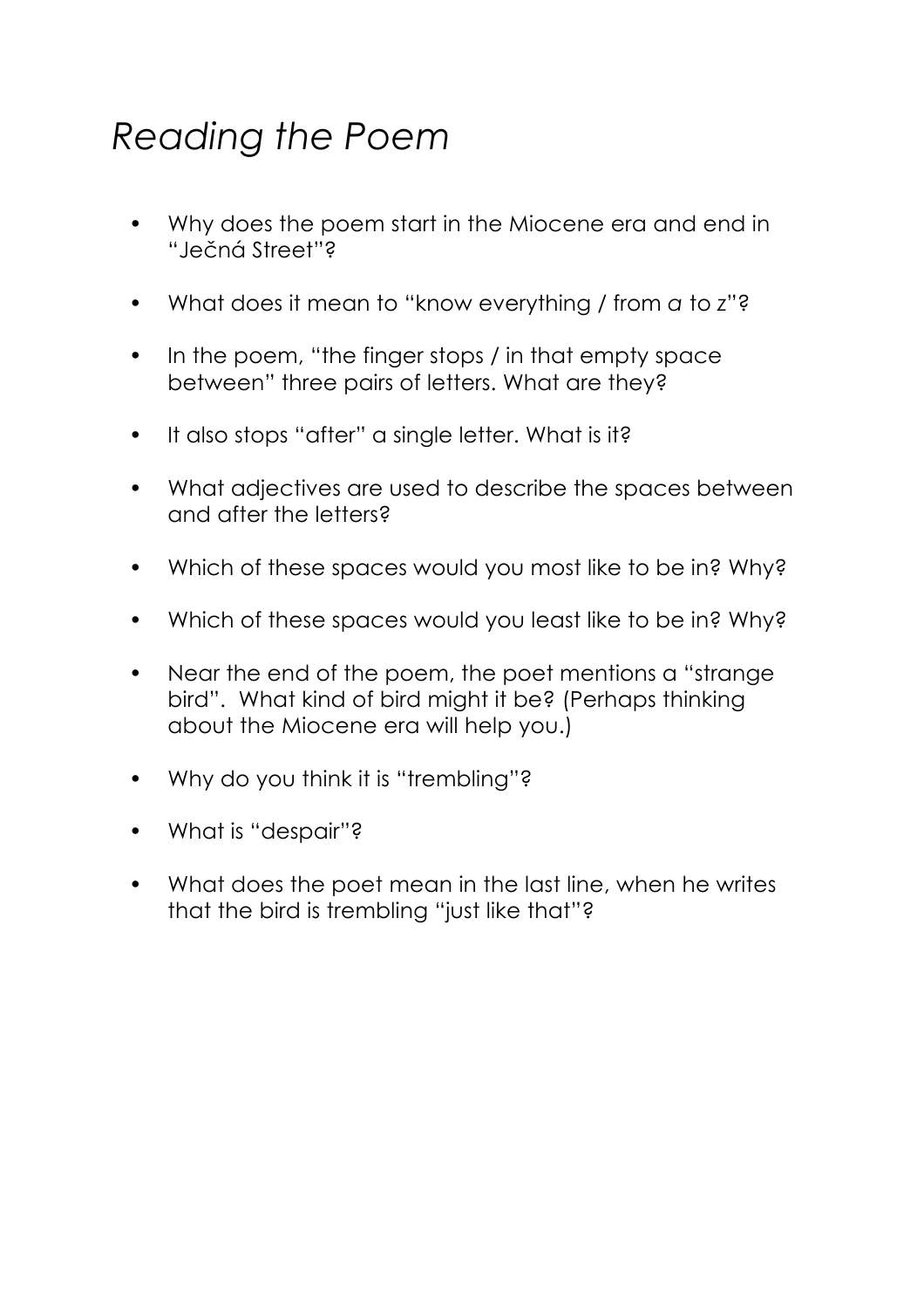# *Reading the Poem*

- Why does the poem start in the Miocene era and end in "Ječná Street"?
- What does it mean to "know everything / from *a* to z"?
- In the poem, "the finger stops / in that empty space between" three pairs of letters. What are they?
- It also stops "after" a single letter. What is it?
- What adjectives are used to describe the spaces between and after the letters?
- Which of these spaces would you most like to be in? Why?
- Which of these spaces would you least like to be in? Why?
- Near the end of the poem, the poet mentions a "strange bird". What kind of bird might it be? (Perhaps thinking about the Miocene era will help you.)
- Why do you think it is "trembling"?
- What is "despair"?
- What does the poet mean in the last line, when he writes that the bird is trembling "just like that"?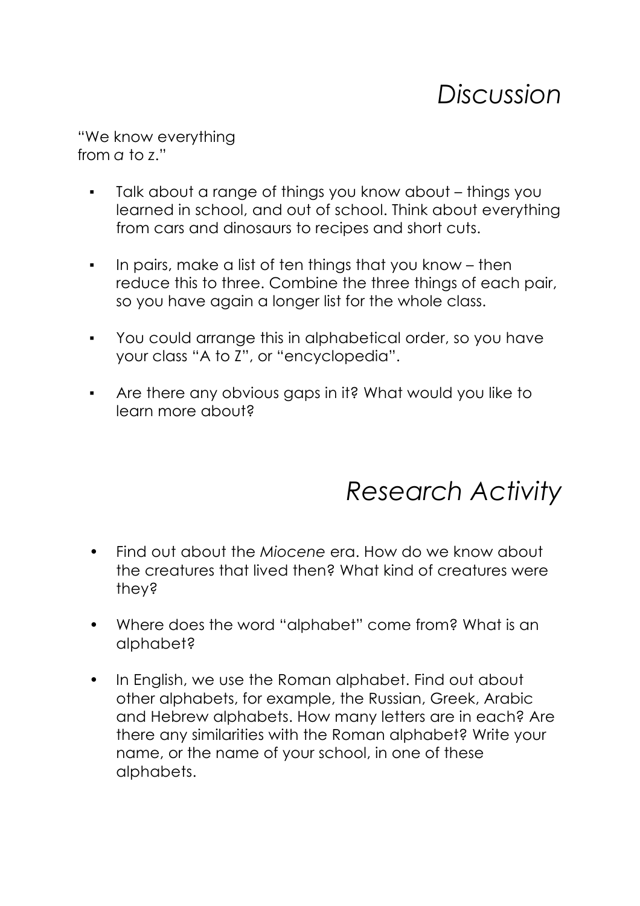# *Discussion*

"We know everything
from *a* to z."

- Talk about a range of things you know about – things you learned in school, and out of school. Think about everything from cars and dinosaurs to recipes and short cuts.
- In pairs, make a list of ten things that you know – then reduce this to three. Combine the three things of each pair, so you have again a longer list for the whole class.
- You could arrange this in alphabetical order, so you have your class "A to Z", or "encyclopedia".
- Are there any obvious gaps in it? What would you like to learn more about?

# *Research Activity*

- Find out about the *Miocene* era. How do we know about the creatures that lived then? What kind of creatures were they?
- Where does the word "alphabet" come from? What is an alphabet?
- In English, we use the Roman alphabet. Find out about other alphabets, for example, the Russian, Greek, Arabic and Hebrew alphabets. How many letters are in each? Are there any similarities with the Roman alphabet? Write your name, or the name of your school, in one of these alphabets.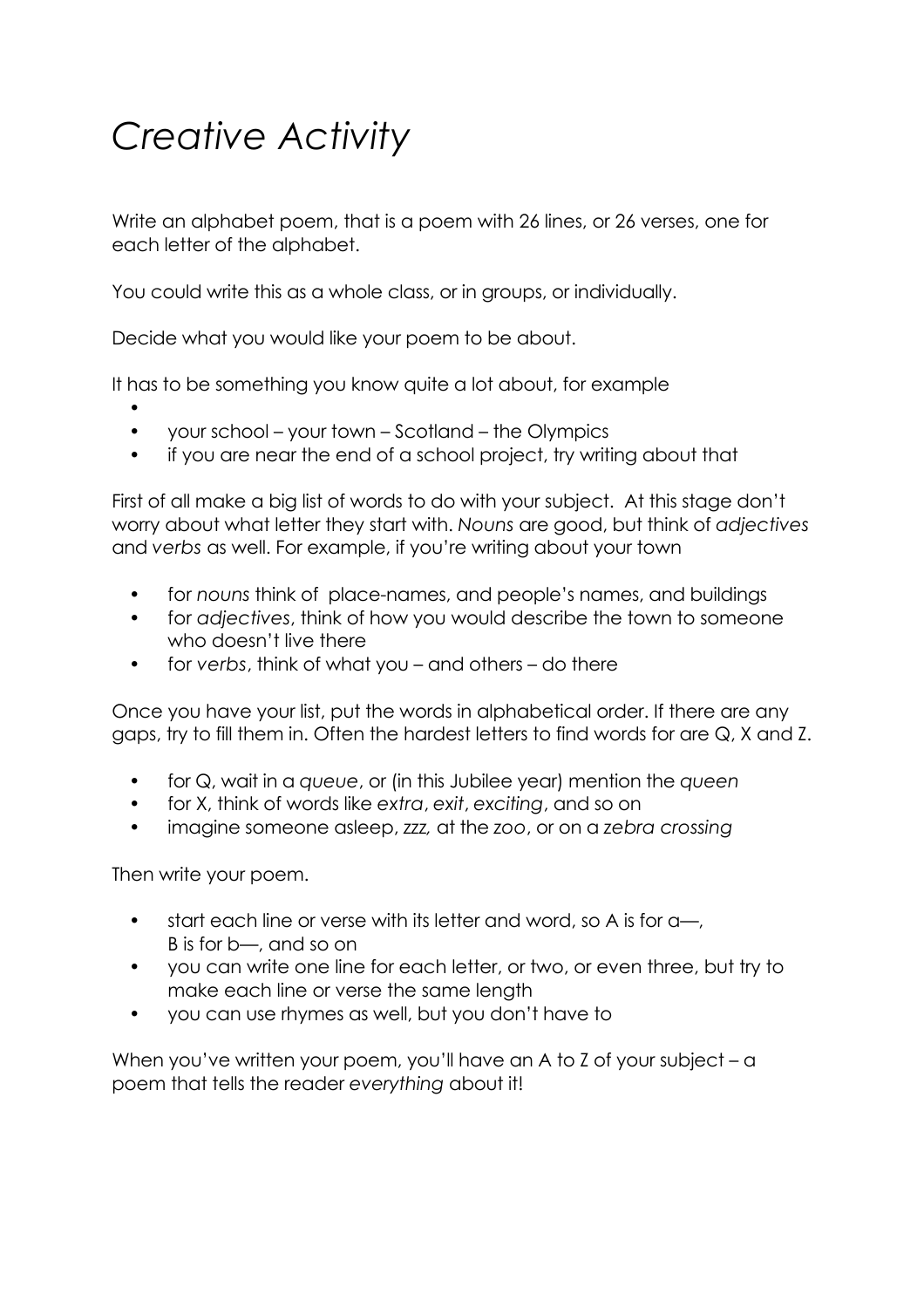# *Creative Activity*

Write an alphabet poem, that is a poem with 26 lines, or 26 verses, one for each letter of the alphabet.

You could write this as a whole class, or in groups, or individually.

Decide what you would like your poem to be about.

It has to be something you know quite a lot about, for example

- 
- your school – your town – Scotland – the Olympics
- if you are near the end of a school project, try writing about that

First of all make a big list of words to do with your subject. At this stage don't worry about what letter they start with. *Nouns* are good, but think of *adjectives* and *verbs* as well. For example, if you're writing about your town

- for *nouns* think of place-names, and people's names, and buildings
- for *adjectives*, think of how you would describe the town to someone who doesn't live there
- for *verbs*, think of what you – and others – do there

Once you have your list, put the words in alphabetical order. If there are any gaps, try to fill them in. Often the hardest letters to find words for are Q, X and Z.

- for Q, wait in a *queue*, or (in this Jubilee year) mention the *queen*
- for X, think of words like *extra*, *exit*, *exciting*, and so on
- imagine someone asleep, *zzz,* at the *zoo*, or on a *zebra crossing*

Then write your poem.

- start each line or verse with its letter and word, so A is for a—, B is for b—, and so on
- you can write one line for each letter, or two, or even three, but try to make each line or verse the same length
- you can use rhymes as well, but you don't have to

When you've written your poem, you'll have an A to Z of your subject – a poem that tells the reader *everything* about it!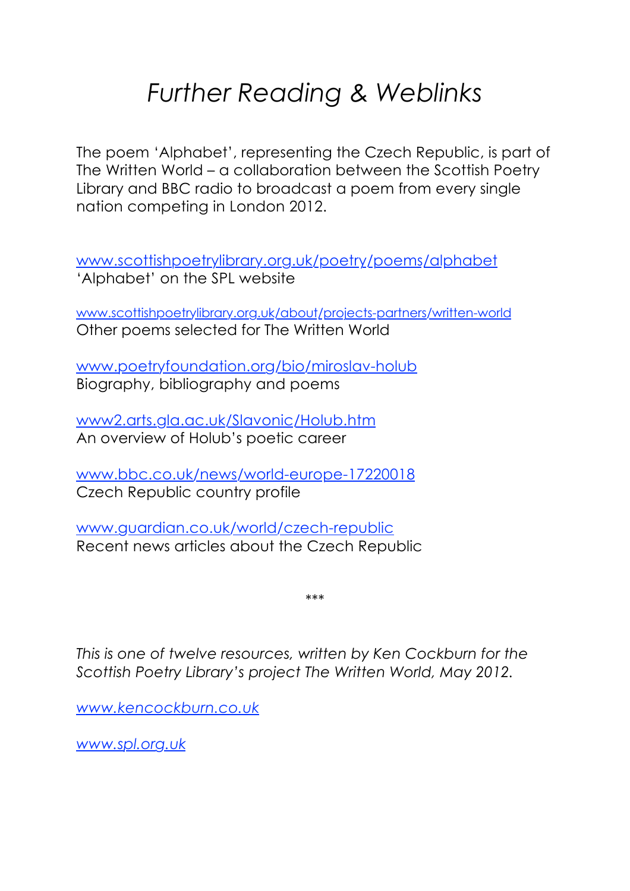# *Further Reading & Weblinks*

The poem 'Alphabet', representing the Czech Republic, is part of The Written World – a collaboration between the Scottish Poetry Library and BBC radio to broadcast a poem from every single nation competing in London 2012.

www.scottishpoetrylibrary.org.uk/poetry/poems/alphabet
'Alphabet' on the SPL website

www.scottishpoetrylibrary.org.uk/about/projects-partners/written-world
Other poems selected for The Written World

www.poetryfoundation.org/bio/miroslav-holub
Biography, bibliography and poems

www2.arts.gla.ac.uk/Slavonic/Holub.htm
An overview of Holub's poetic career

www.bbc.co.uk/news/world-europe-17220018
Czech Republic country profile

www.guardian.co.uk/world/czech-republic
Recent news articles about the Czech Republic

***

*This is one of twelve resources, written by Ken Cockburn for the Scottish Poetry Library's project The Written World, May 2012.*

*www.kencockburn.co.uk*

*www.spl.org.uk*